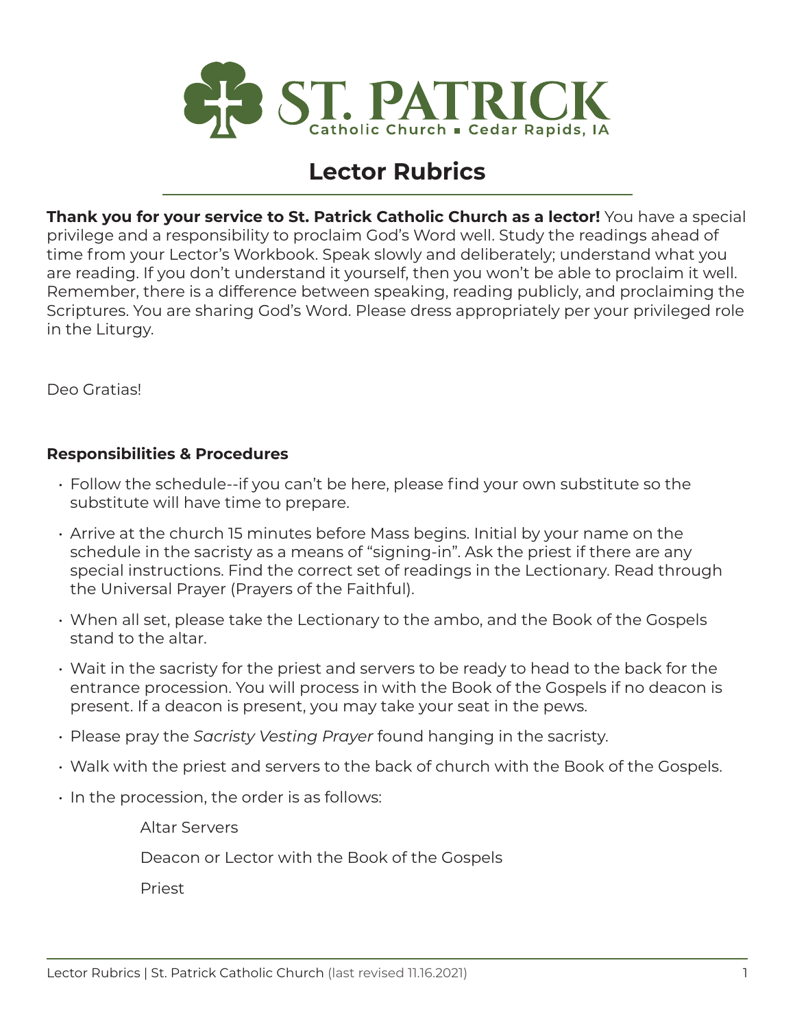**ST. PATRICK**
Catholic Church ▪ Cedar Rapids, IA

# Lector Rubrics

**Thank you for your service to St. Patrick Catholic Church as a lector!** You have a special privilege and a responsibility to proclaim God's Word well. Study the readings ahead of time from your Lector's Workbook. Speak slowly and deliberately; understand what you are reading. If you don't understand it yourself, then you won't be able to proclaim it well. Remember, there is a difference between speaking, reading publicly, and proclaiming the Scriptures. You are sharing God's Word. Please dress appropriately per your privileged role in the Liturgy.

Deo Gratias!

### Responsibilities & Procedures

- Follow the schedule--if you can't be here, please find your own substitute so the substitute will have time to prepare.
- Arrive at the church 15 minutes before Mass begins. Initial by your name on the schedule in the sacristy as a means of "signing-in". Ask the priest if there are any special instructions. Find the correct set of readings in the Lectionary. Read through the Universal Prayer (Prayers of the Faithful).
- When all set, please take the Lectionary to the ambo, and the Book of the Gospels stand to the altar.
- Wait in the sacristy for the priest and servers to be ready to head to the back for the entrance procession. You will process in with the Book of the Gospels if no deacon is present. If a deacon is present, you may take your seat in the pews.
- Please pray the *Sacristy Vesting Prayer* found hanging in the sacristy.
- Walk with the priest and servers to the back of church with the Book of the Gospels.
- In the procession, the order is as follows:

  Altar Servers

  Deacon or Lector with the Book of the Gospels

  Priest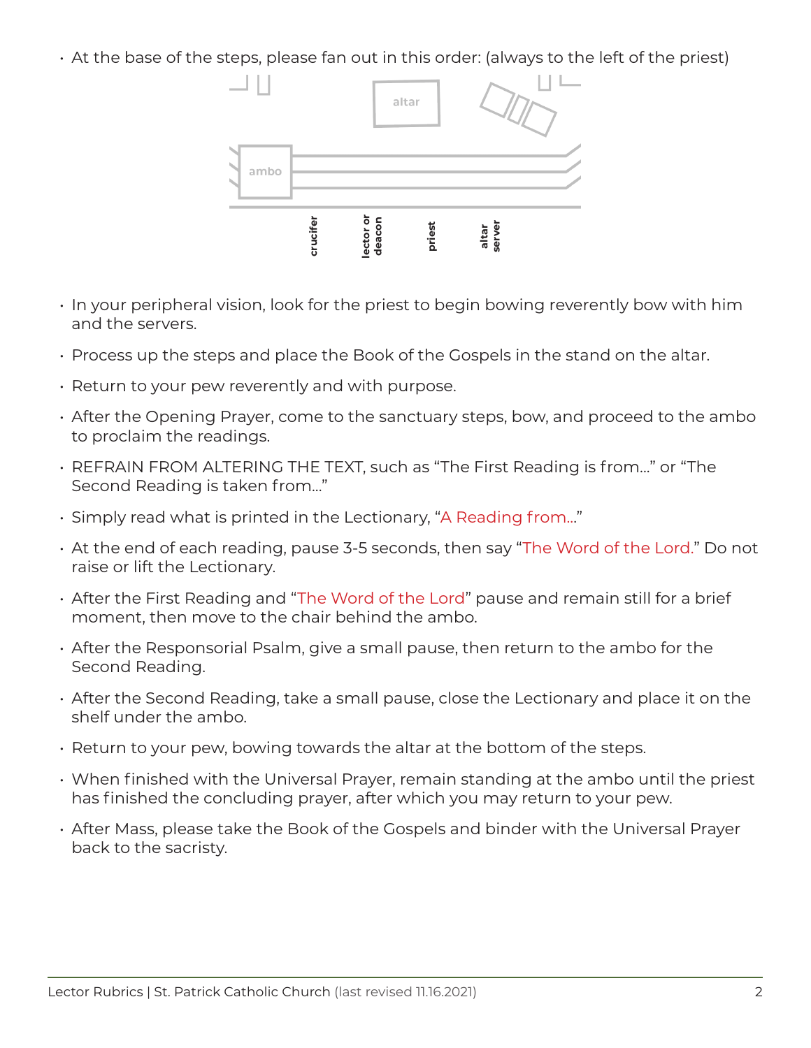- At the base of the steps, please fan out in this order: (always to the left of the priest)

altar

ambo

crucifer

lector or deacon

priest

altar server

- In your peripheral vision, look for the priest to begin bowing reverently bow with him and the servers.
- Process up the steps and place the Book of the Gospels in the stand on the altar.
- Return to your pew reverently and with purpose.
- After the Opening Prayer, come to the sanctuary steps, bow, and proceed to the ambo to proclaim the readings.
- REFRAIN FROM ALTERING THE TEXT, such as "The First Reading is from…" or "The Second Reading is taken from…"
- Simply read what is printed in the Lectionary, "A Reading from…"
- At the end of each reading, pause 3-5 seconds, then say "The Word of the Lord." Do not raise or lift the Lectionary.
- After the First Reading and "The Word of the Lord" pause and remain still for a brief moment, then move to the chair behind the ambo.
- After the Responsorial Psalm, give a small pause, then return to the ambo for the Second Reading.
- After the Second Reading, take a small pause, close the Lectionary and place it on the shelf under the ambo.
- Return to your pew, bowing towards the altar at the bottom of the steps.
- When finished with the Universal Prayer, remain standing at the ambo until the priest has finished the concluding prayer, after which you may return to your pew.
- After Mass, please take the Book of the Gospels and binder with the Universal Prayer back to the sacristy.